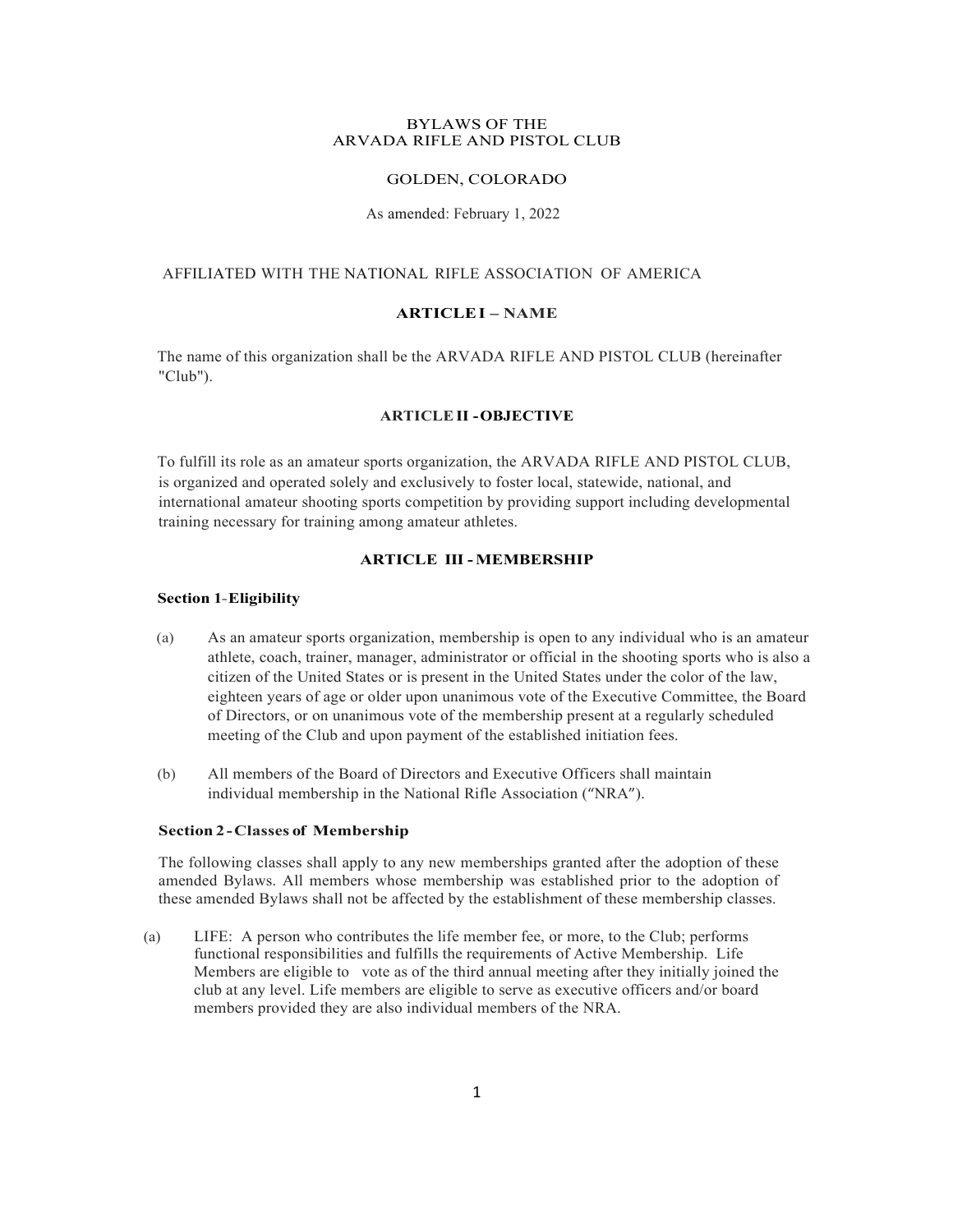# BYLAWS OF THE ARVADA RIFLE AND PISTOL CLUB

GOLDEN, COLORADO

As amended: February 1, 2022

AFFILIATED WITH THE NATIONAL RIFLE ASSOCIATION OF AMERICA

## ARTICLE I – NAME

The name of this organization shall be the ARVADA RIFLE AND PISTOL CLUB (hereinafter "Club").

## ARTICLE II - OBJECTIVE

To fulfill its role as an amateur sports organization, the ARVADA RIFLE AND PISTOL CLUB, is organized and operated solely and exclusively to foster local, statewide, national, and international amateur shooting sports competition by providing support including developmental training necessary for training among amateur athletes.

## ARTICLE III - MEMBERSHIP

### Section 1-Eligibility

(a) As an amateur sports organization, membership is open to any individual who is an amateur athlete, coach, trainer, manager, administrator or official in the shooting sports who is also a citizen of the United States or is present in the United States under the color of the law, eighteen years of age or older upon unanimous vote of the Executive Committee, the Board of Directors, or on unanimous vote of the membership present at a regularly scheduled meeting of the Club and upon payment of the established initiation fees.

(b) All members of the Board of Directors and Executive Officers shall maintain individual membership in the National Rifle Association ("NRA").

### Section 2 - Classes of Membership

The following classes shall apply to any new memberships granted after the adoption of these amended Bylaws. All members whose membership was established prior to the adoption of these amended Bylaws shall not be affected by the establishment of these membership classes.

(a) LIFE: A person who contributes the life member fee, or more, to the Club; performs functional responsibilities and fulfills the requirements of Active Membership. Life Members are eligible to vote as of the third annual meeting after they initially joined the club at any level. Life members are eligible to serve as executive officers and/or board members provided they are also individual members of the NRA.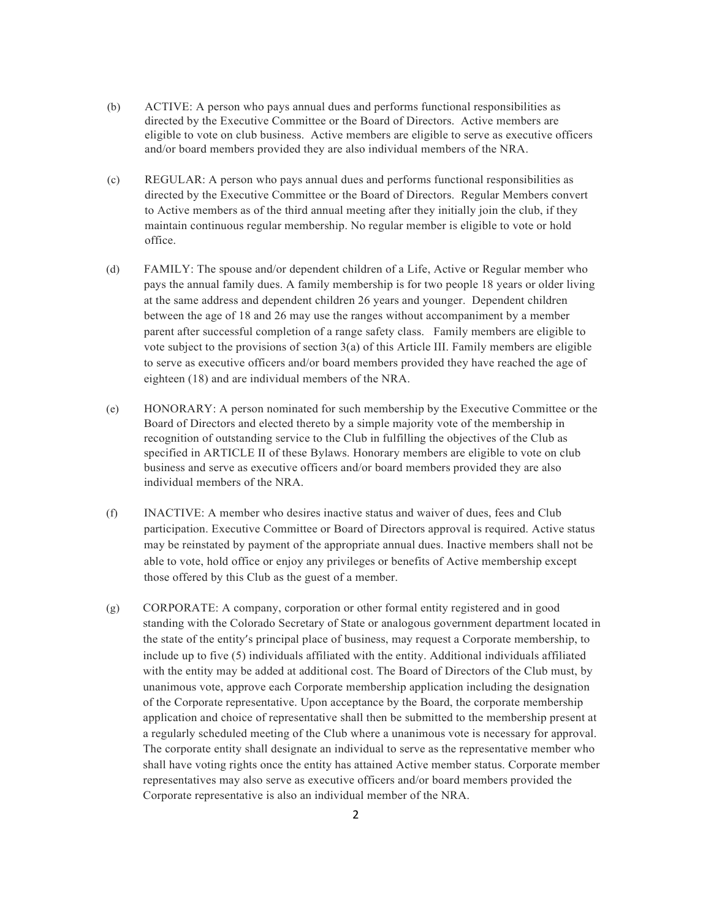(b) ACTIVE: A person who pays annual dues and performs functional responsibilities as directed by the Executive Committee or the Board of Directors. Active members are eligible to vote on club business. Active members are eligible to serve as executive officers and/or board members provided they are also individual members of the NRA.

(c) REGULAR: A person who pays annual dues and performs functional responsibilities as directed by the Executive Committee or the Board of Directors. Regular Members convert to Active members as of the third annual meeting after they initially join the club, if they maintain continuous regular membership. No regular member is eligible to vote or hold office.

(d) FAMILY: The spouse and/or dependent children of a Life, Active or Regular member who pays the annual family dues. A family membership is for two people 18 years or older living at the same address and dependent children 26 years and younger. Dependent children between the age of 18 and 26 may use the ranges without accompaniment by a member parent after successful completion of a range safety class. Family members are eligible to vote subject to the provisions of section 3(a) of this Article III. Family members are eligible to serve as executive officers and/or board members provided they have reached the age of eighteen (18) and are individual members of the NRA.

(e) HONORARY: A person nominated for such membership by the Executive Committee or the Board of Directors and elected thereto by a simple majority vote of the membership in recognition of outstanding service to the Club in fulfilling the objectives of the Club as specified in ARTICLE II of these Bylaws. Honorary members are eligible to vote on club business and serve as executive officers and/or board members provided they are also individual members of the NRA.

(f) INACTIVE: A member who desires inactive status and waiver of dues, fees and Club participation. Executive Committee or Board of Directors approval is required. Active status may be reinstated by payment of the appropriate annual dues. Inactive members shall not be able to vote, hold office or enjoy any privileges or benefits of Active membership except those offered by this Club as the guest of a member.

(g) CORPORATE: A company, corporation or other formal entity registered and in good standing with the Colorado Secretary of State or analogous government department located in the state of the entity′s principal place of business, may request a Corporate membership, to include up to five (5) individuals affiliated with the entity. Additional individuals affiliated with the entity may be added at additional cost. The Board of Directors of the Club must, by unanimous vote, approve each Corporate membership application including the designation of the Corporate representative. Upon acceptance by the Board, the corporate membership application and choice of representative shall then be submitted to the membership present at a regularly scheduled meeting of the Club where a unanimous vote is necessary for approval. The corporate entity shall designate an individual to serve as the representative member who shall have voting rights once the entity has attained Active member status. Corporate member representatives may also serve as executive officers and/or board members provided the Corporate representative is also an individual member of the NRA.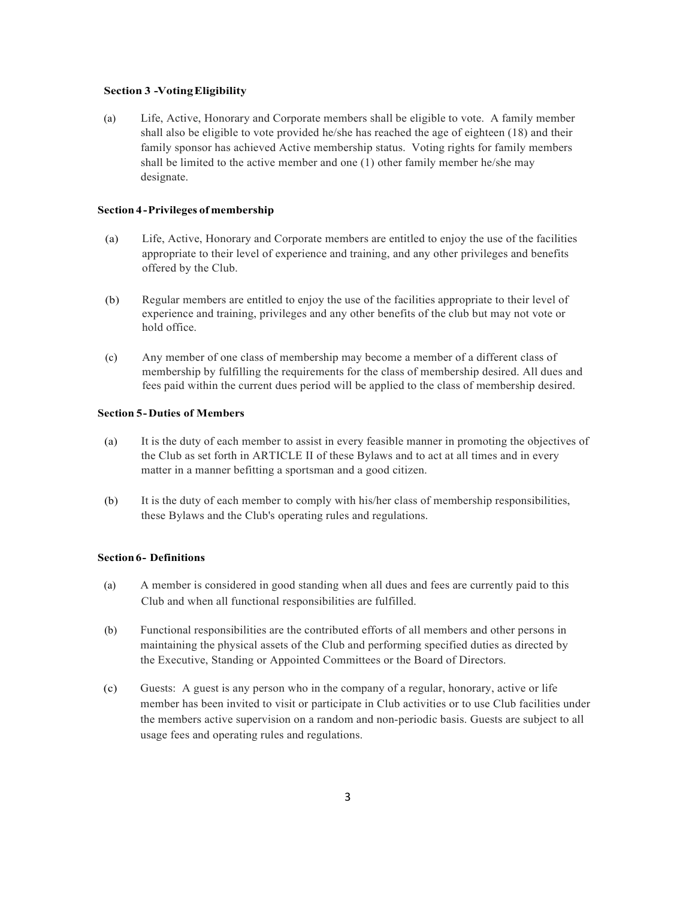**Section 3 - Voting Eligibility**

(a) Life, Active, Honorary and Corporate members shall be eligible to vote. A family member shall also be eligible to vote provided he/she has reached the age of eighteen (18) and their family sponsor has achieved Active membership status. Voting rights for family members shall be limited to the active member and one (1) other family member he/she may designate.

**Section 4 - Privileges of membership**

(a) Life, Active, Honorary and Corporate members are entitled to enjoy the use of the facilities appropriate to their level of experience and training, and any other privileges and benefits offered by the Club.

(b) Regular members are entitled to enjoy the use of the facilities appropriate to their level of experience and training, privileges and any other benefits of the club but may not vote or hold office.

(c) Any member of one class of membership may become a member of a different class of membership by fulfilling the requirements for the class of membership desired. All dues and fees paid within the current dues period will be applied to the class of membership desired.

**Section 5 - Duties of Members**

(a) It is the duty of each member to assist in every feasible manner in promoting the objectives of the Club as set forth in ARTICLE II of these Bylaws and to act at all times and in every matter in a manner befitting a sportsman and a good citizen.

(b) It is the duty of each member to comply with his/her class of membership responsibilities, these Bylaws and the Club's operating rules and regulations.

**Section 6 - Definitions**

(a) A member is considered in good standing when all dues and fees are currently paid to this Club and when all functional responsibilities are fulfilled.

(b) Functional responsibilities are the contributed efforts of all members and other persons in maintaining the physical assets of the Club and performing specified duties as directed by the Executive, Standing or Appointed Committees or the Board of Directors.

(c) Guests: A guest is any person who in the company of a regular, honorary, active or life member has been invited to visit or participate in Club activities or to use Club facilities under the members active supervision on a random and non-periodic basis. Guests are subject to all usage fees and operating rules and regulations.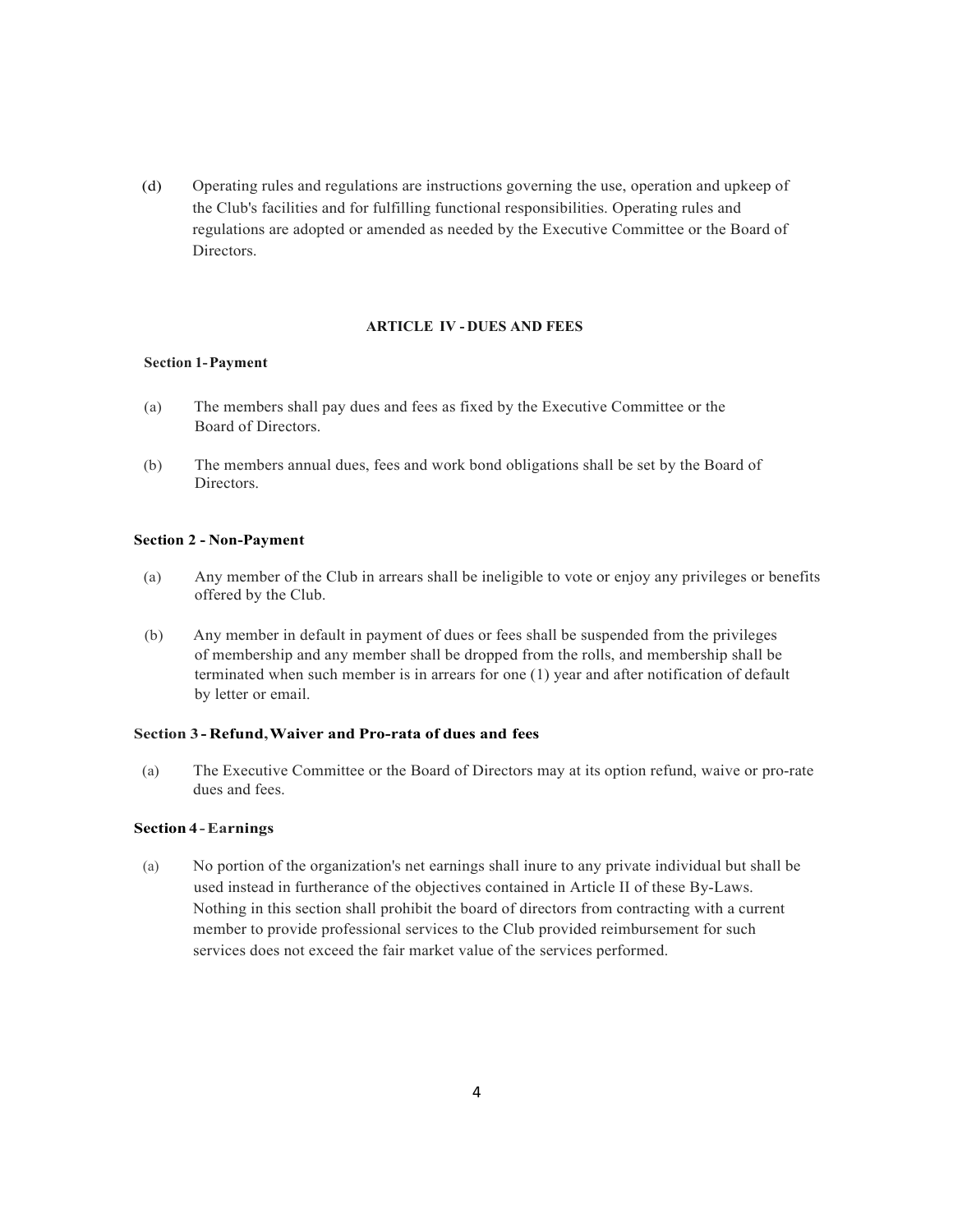(d) Operating rules and regulations are instructions governing the use, operation and upkeep of the Club's facilities and for fulfilling functional responsibilities. Operating rules and regulations are adopted or amended as needed by the Executive Committee or the Board of Directors.

## ARTICLE IV - DUES AND FEES

**Section 1- Payment**

(a) The members shall pay dues and fees as fixed by the Executive Committee or the Board of Directors.

(b) The members annual dues, fees and work bond obligations shall be set by the Board of Directors.

**Section 2 - Non-Payment**

(a) Any member of the Club in arrears shall be ineligible to vote or enjoy any privileges or benefits offered by the Club.

(b) Any member in default in payment of dues or fees shall be suspended from the privileges of membership and any member shall be dropped from the rolls, and membership shall be terminated when such member is in arrears for one (1) year and after notification of default by letter or email.

**Section 3 - Refund, Waiver and Pro-rata of dues and fees**

(a) The Executive Committee or the Board of Directors may at its option refund, waive or pro-rate dues and fees.

**Section 4 - Earnings**

(a) No portion of the organization's net earnings shall inure to any private individual but shall be used instead in furtherance of the objectives contained in Article II of these By-Laws. Nothing in this section shall prohibit the board of directors from contracting with a current member to provide professional services to the Club provided reimbursement for such services does not exceed the fair market value of the services performed.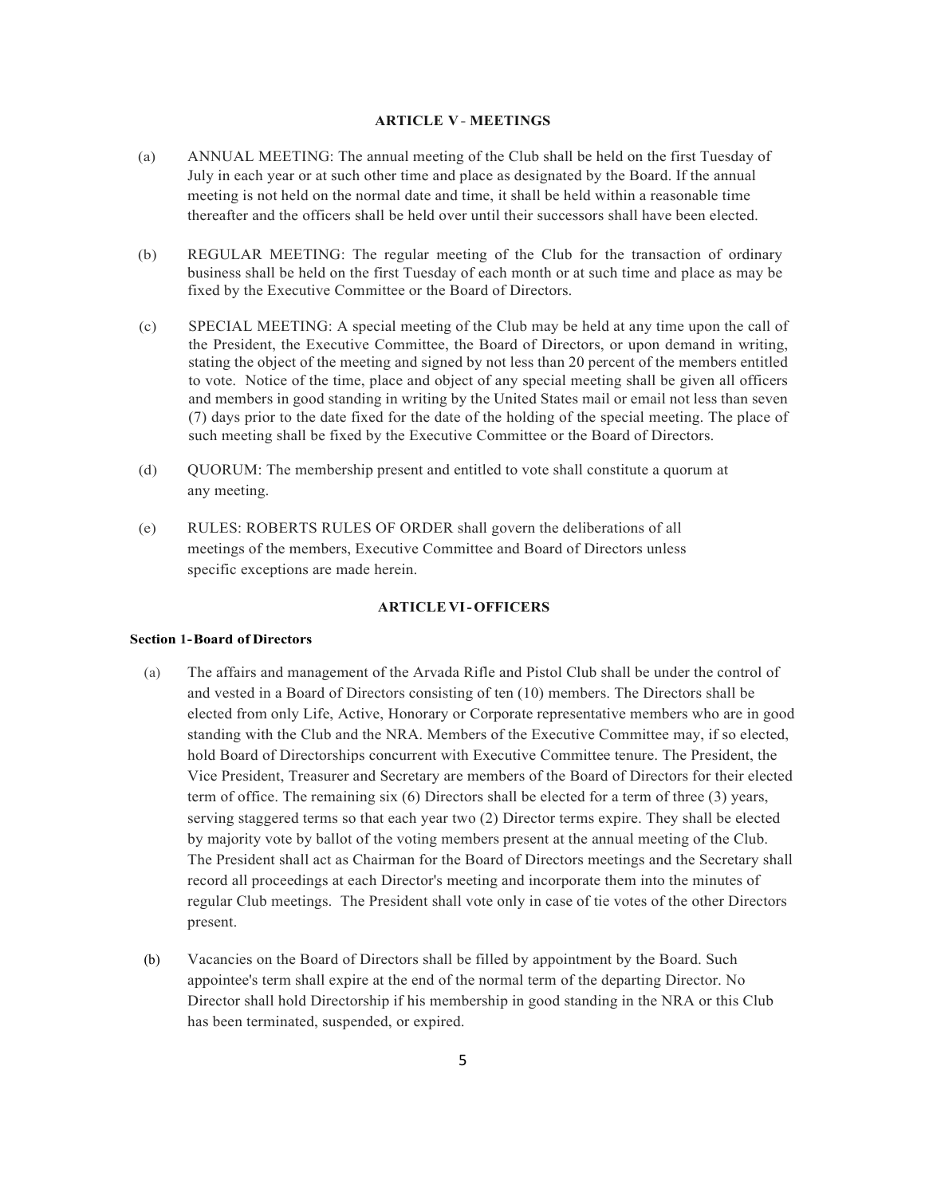## ARTICLE V - MEETINGS

(a) ANNUAL MEETING: The annual meeting of the Club shall be held on the first Tuesday of July in each year or at such other time and place as designated by the Board. If the annual meeting is not held on the normal date and time, it shall be held within a reasonable time thereafter and the officers shall be held over until their successors shall have been elected.

(b) REGULAR MEETING: The regular meeting of the Club for the transaction of ordinary business shall be held on the first Tuesday of each month or at such time and place as may be fixed by the Executive Committee or the Board of Directors.

(c) SPECIAL MEETING: A special meeting of the Club may be held at any time upon the call of the President, the Executive Committee, the Board of Directors, or upon demand in writing, stating the object of the meeting and signed by not less than 20 percent of the members entitled to vote. Notice of the time, place and object of any special meeting shall be given all officers and members in good standing in writing by the United States mail or email not less than seven (7) days prior to the date fixed for the date of the holding of the special meeting. The place of such meeting shall be fixed by the Executive Committee or the Board of Directors.

(d) QUORUM: The membership present and entitled to vote shall constitute a quorum at any meeting.

(e) RULES: ROBERTS RULES OF ORDER shall govern the deliberations of all meetings of the members, Executive Committee and Board of Directors unless specific exceptions are made herein.

## ARTICLE VI - OFFICERS

### Section 1 - Board of Directors

(a) The affairs and management of the Arvada Rifle and Pistol Club shall be under the control of and vested in a Board of Directors consisting of ten (10) members. The Directors shall be elected from only Life, Active, Honorary or Corporate representative members who are in good standing with the Club and the NRA. Members of the Executive Committee may, if so elected, hold Board of Directorships concurrent with Executive Committee tenure. The President, the Vice President, Treasurer and Secretary are members of the Board of Directors for their elected term of office. The remaining six (6) Directors shall be elected for a term of three (3) years, serving staggered terms so that each year two (2) Director terms expire. They shall be elected by majority vote by ballot of the voting members present at the annual meeting of the Club. The President shall act as Chairman for the Board of Directors meetings and the Secretary shall record all proceedings at each Director's meeting and incorporate them into the minutes of regular Club meetings. The President shall vote only in case of tie votes of the other Directors present.

(b) Vacancies on the Board of Directors shall be filled by appointment by the Board. Such appointee's term shall expire at the end of the normal term of the departing Director. No Director shall hold Directorship if his membership in good standing in the NRA or this Club has been terminated, suspended, or expired.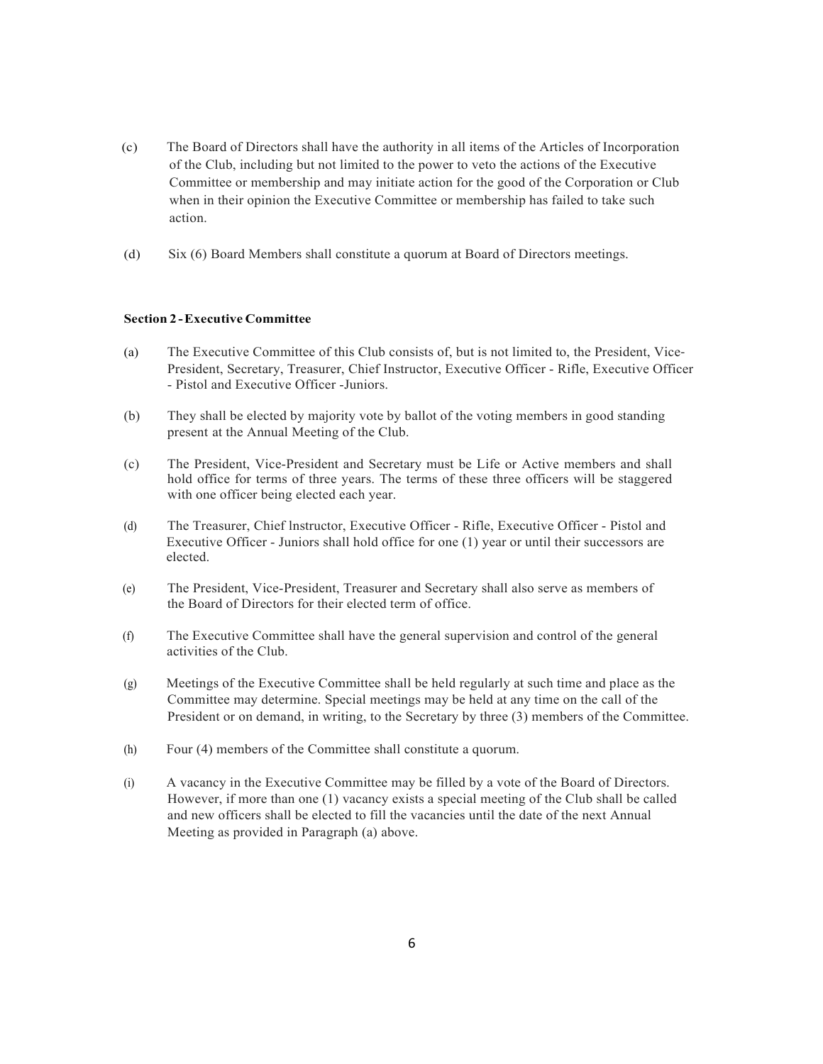(c) The Board of Directors shall have the authority in all items of the Articles of Incorporation of the Club, including but not limited to the power to veto the actions of the Executive Committee or membership and may initiate action for the good of the Corporation or Club when in their opinion the Executive Committee or membership has failed to take such action.

(d) Six (6) Board Members shall constitute a quorum at Board of Directors meetings.

**Section 2 - Executive Committee**

(a) The Executive Committee of this Club consists of, but is not limited to, the President, Vice-President, Secretary, Treasurer, Chief Instructor, Executive Officer - Rifle, Executive Officer - Pistol and Executive Officer -Juniors.

(b) They shall be elected by majority vote by ballot of the voting members in good standing present at the Annual Meeting of the Club.

(c) The President, Vice-President and Secretary must be Life or Active members and shall hold office for terms of three years. The terms of these three officers will be staggered with one officer being elected each year.

(d) The Treasurer, Chief lnstructor, Executive Officer - Rifle, Executive Officer - Pistol and Executive Officer - Juniors shall hold office for one (1) year or until their successors are elected.

(e) The President, Vice-President, Treasurer and Secretary shall also serve as members of the Board of Directors for their elected term of office.

(f) The Executive Committee shall have the general supervision and control of the general activities of the Club.

(g) Meetings of the Executive Committee shall be held regularly at such time and place as the Committee may determine. Special meetings may be held at any time on the call of the President or on demand, in writing, to the Secretary by three (3) members of the Committee.

(h) Four (4) members of the Committee shall constitute a quorum.

(i) A vacancy in the Executive Committee may be filled by a vote of the Board of Directors. However, if more than one (1) vacancy exists a special meeting of the Club shall be called and new officers shall be elected to fill the vacancies until the date of the next Annual Meeting as provided in Paragraph (a) above.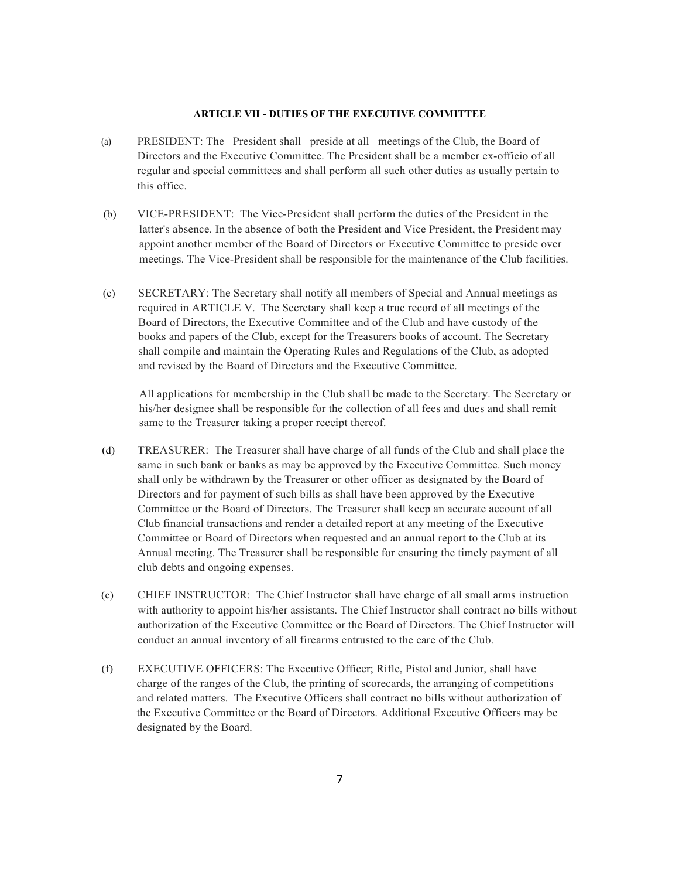## ARTICLE VII - DUTIES OF THE EXECUTIVE COMMITTEE

(a) PRESIDENT: The President shall preside at all meetings of the Club, the Board of Directors and the Executive Committee. The President shall be a member ex-officio of all regular and special committees and shall perform all such other duties as usually pertain to this office.

(b) VICE-PRESIDENT: The Vice-President shall perform the duties of the President in the latter's absence. In the absence of both the President and Vice President, the President may appoint another member of the Board of Directors or Executive Committee to preside over meetings. The Vice-President shall be responsible for the maintenance of the Club facilities.

(c) SECRETARY: The Secretary shall notify all members of Special and Annual meetings as required in ARTICLE V. The Secretary shall keep a true record of all meetings of the Board of Directors, the Executive Committee and of the Club and have custody of the books and papers of the Club, except for the Treasurers books of account. The Secretary shall compile and maintain the Operating Rules and Regulations of the Club, as adopted and revised by the Board of Directors and the Executive Committee.

All applications for membership in the Club shall be made to the Secretary. The Secretary or his/her designee shall be responsible for the collection of all fees and dues and shall remit same to the Treasurer taking a proper receipt thereof.

(d) TREASURER: The Treasurer shall have charge of all funds of the Club and shall place the same in such bank or banks as may be approved by the Executive Committee. Such money shall only be withdrawn by the Treasurer or other officer as designated by the Board of Directors and for payment of such bills as shall have been approved by the Executive Committee or the Board of Directors. The Treasurer shall keep an accurate account of all Club financial transactions and render a detailed report at any meeting of the Executive Committee or Board of Directors when requested and an annual report to the Club at its Annual meeting. The Treasurer shall be responsible for ensuring the timely payment of all club debts and ongoing expenses.

(e) CHIEF INSTRUCTOR: The Chief Instructor shall have charge of all small arms instruction with authority to appoint his/her assistants. The Chief Instructor shall contract no bills without authorization of the Executive Committee or the Board of Directors. The Chief Instructor will conduct an annual inventory of all firearms entrusted to the care of the Club.

(f) EXECUTIVE OFFICERS: The Executive Officer; Rifle, Pistol and Junior, shall have charge of the ranges of the Club, the printing of scorecards, the arranging of competitions and related matters. The Executive Officers shall contract no bills without authorization of the Executive Committee or the Board of Directors. Additional Executive Officers may be designated by the Board.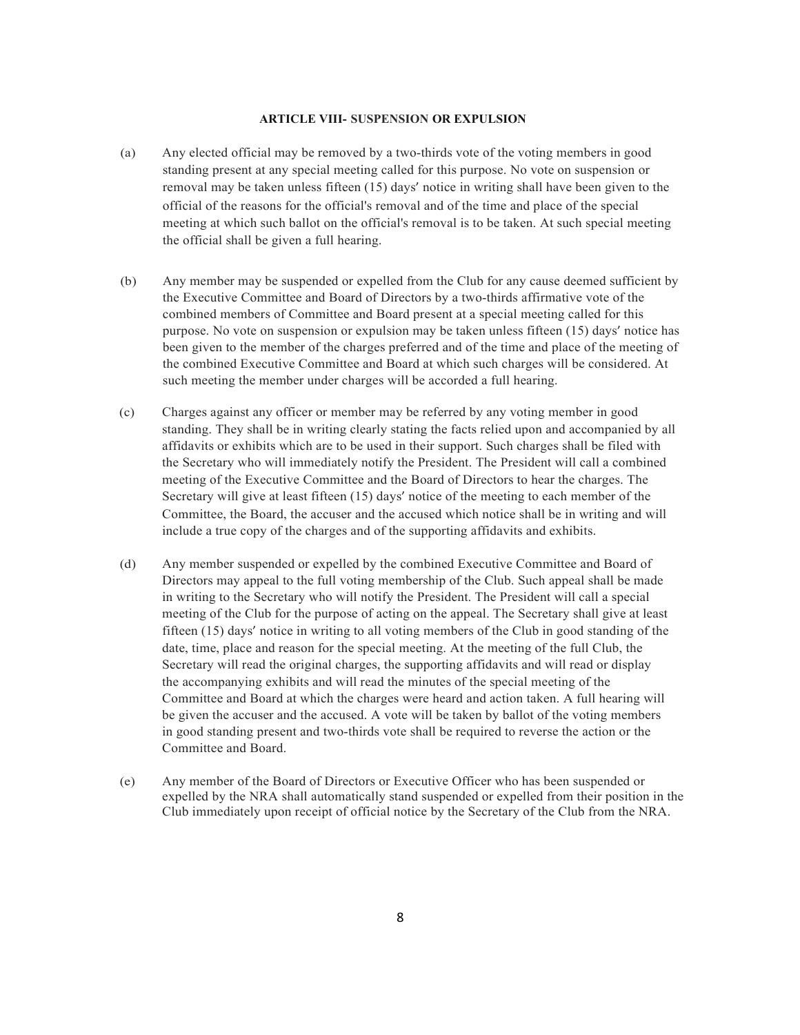## ARTICLE VIII- SUSPENSION OR EXPULSION

(a) Any elected official may be removed by a two-thirds vote of the voting members in good standing present at any special meeting called for this purpose. No vote on suspension or removal may be taken unless fifteen (15) days′ notice in writing shall have been given to the official of the reasons for the official's removal and of the time and place of the special meeting at which such ballot on the official's removal is to be taken. At such special meeting the official shall be given a full hearing.

(b) Any member may be suspended or expelled from the Club for any cause deemed sufficient by the Executive Committee and Board of Directors by a two-thirds affirmative vote of the combined members of Committee and Board present at a special meeting called for this purpose. No vote on suspension or expulsion may be taken unless fifteen (15) days′ notice has been given to the member of the charges preferred and of the time and place of the meeting of the combined Executive Committee and Board at which such charges will be considered. At such meeting the member under charges will be accorded a full hearing.

(c) Charges against any officer or member may be referred by any voting member in good standing. They shall be in writing clearly stating the facts relied upon and accompanied by all affidavits or exhibits which are to be used in their support. Such charges shall be filed with the Secretary who will immediately notify the President. The President will call a combined meeting of the Executive Committee and the Board of Directors to hear the charges. The Secretary will give at least fifteen (15) days′ notice of the meeting to each member of the Committee, the Board, the accuser and the accused which notice shall be in writing and will include a true copy of the charges and of the supporting affidavits and exhibits.

(d) Any member suspended or expelled by the combined Executive Committee and Board of Directors may appeal to the full voting membership of the Club. Such appeal shall be made in writing to the Secretary who will notify the President. The President will call a special meeting of the Club for the purpose of acting on the appeal. The Secretary shall give at least fifteen (15) days′ notice in writing to all voting members of the Club in good standing of the date, time, place and reason for the special meeting. At the meeting of the full Club, the Secretary will read the original charges, the supporting affidavits and will read or display the accompanying exhibits and will read the minutes of the special meeting of the Committee and Board at which the charges were heard and action taken. A full hearing will be given the accuser and the accused. A vote will be taken by ballot of the voting members in good standing present and two-thirds vote shall be required to reverse the action or the Committee and Board.

(e) Any member of the Board of Directors or Executive Officer who has been suspended or expelled by the NRA shall automatically stand suspended or expelled from their position in the Club immediately upon receipt of official notice by the Secretary of the Club from the NRA.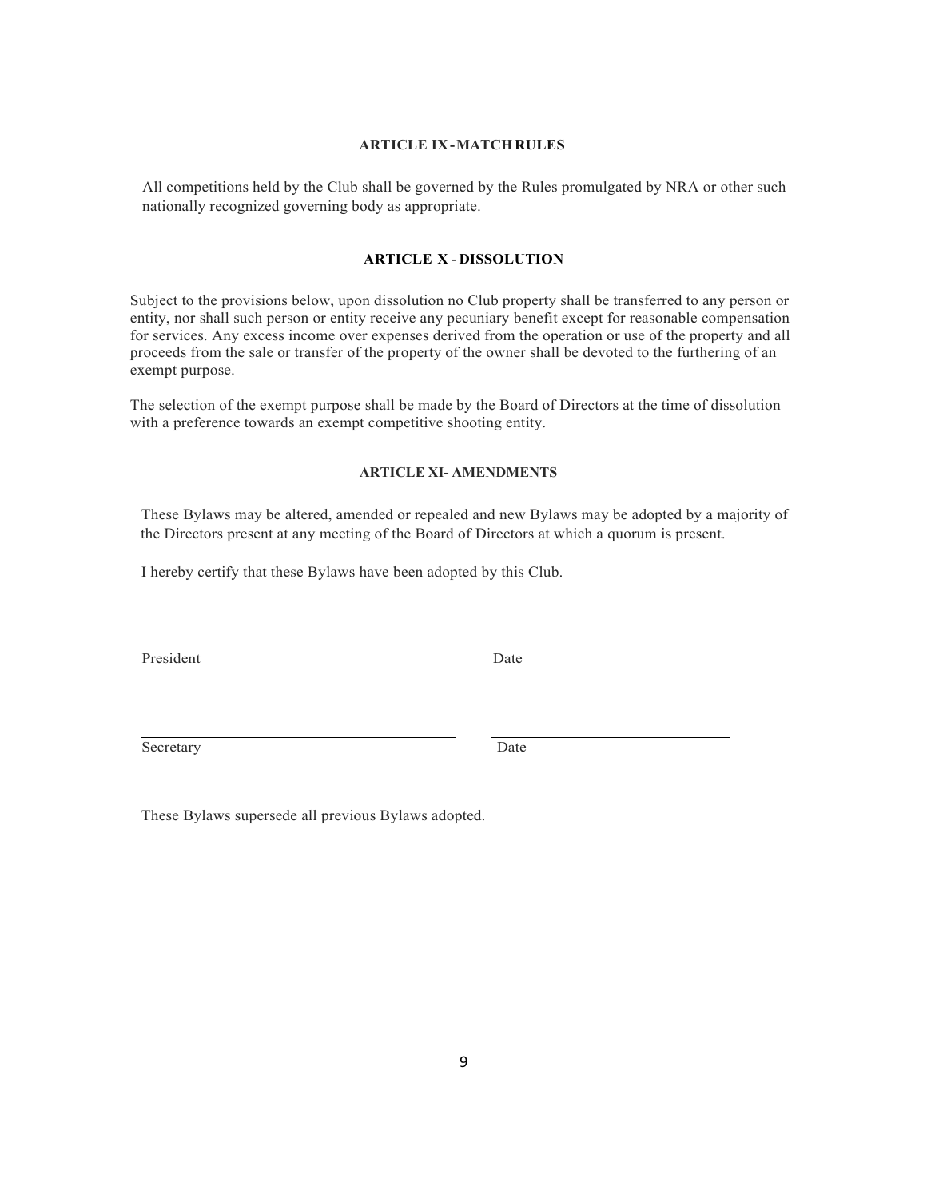## ARTICLE IX - MATCH RULES

All competitions held by the Club shall be governed by the Rules promulgated by NRA or other such nationally recognized governing body as appropriate.

## ARTICLE X - DISSOLUTION

Subject to the provisions below, upon dissolution no Club property shall be transferred to any person or entity, nor shall such person or entity receive any pecuniary benefit except for reasonable compensation for services. Any excess income over expenses derived from the operation or use of the property and all proceeds from the sale or transfer of the property of the owner shall be devoted to the furthering of an exempt purpose.

The selection of the exempt purpose shall be made by the Board of Directors at the time of dissolution with a preference towards an exempt competitive shooting entity.

## ARTICLE XI- AMENDMENTS

These Bylaws may be altered, amended or repealed and new Bylaws may be adopted by a majority of the Directors present at any meeting of the Board of Directors at which a quorum is present.

I hereby certify that these Bylaws have been adopted by this Club.

\_\_\_\_\_\_\_\_\_\_\_\_\_\_\_\_\_\_\_\_\_\_\_\_\_\_\_\_\_\_ \_\_\_\_\_\_\_\_\_\_\_\_\_\_\_\_\_\_\_\_\_\_\_\_

President Date

\_\_\_\_\_\_\_\_\_\_\_\_\_\_\_\_\_\_\_\_\_\_\_\_\_\_\_\_\_\_ \_\_\_\_\_\_\_\_\_\_\_\_\_\_\_\_\_\_\_\_\_\_\_\_

Secretary Date

These Bylaws supersede all previous Bylaws adopted.